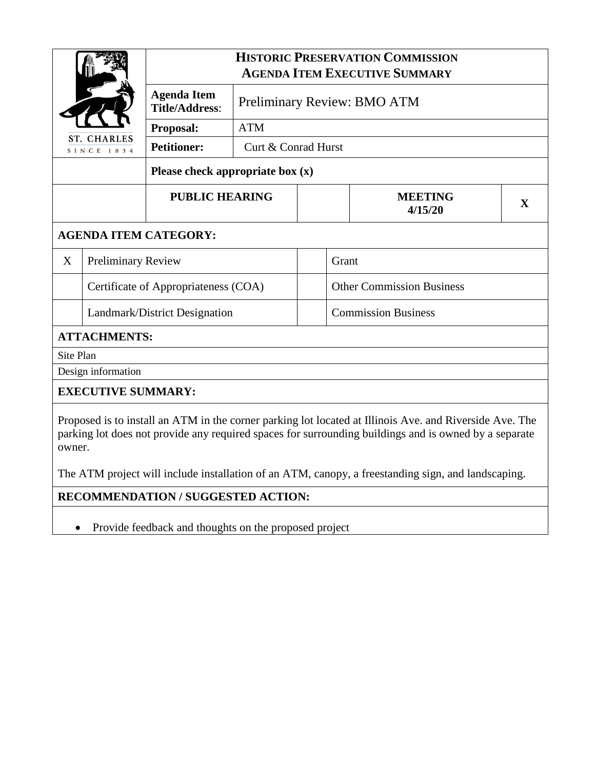# Historic Preservation Commission
## Agenda Item Executive Summary

ST. CHARLES
SINCE 1834

| | |
|---|---|
| **Agenda Item Title/Address**: | Preliminary Review: BMO ATM |
| **Proposal:** | ATM |
| **Petitioner:** | Curt & Conrad Hurst |

**Please check appropriate box (x)**

| PUBLIC HEARING | | MEETING 4/15/20 | X |
|---|---|---|---|

**AGENDA ITEM CATEGORY:**

| | | | |
|---|---|---|---|
| X | Preliminary Review | | Grant |
| | Certificate of Appropriateness (COA) | | Other Commission Business |
| | Landmark/District Designation | | Commission Business |

**ATTACHMENTS:**

Site Plan

Design information

**EXECUTIVE SUMMARY:**

Proposed is to install an ATM in the corner parking lot located at Illinois Ave. and Riverside Ave. The parking lot does not provide any required spaces for surrounding buildings and is owned by a separate owner.

The ATM project will include installation of an ATM, canopy, a freestanding sign, and landscaping.

**RECOMMENDATION / SUGGESTED ACTION:**

- Provide feedback and thoughts on the proposed project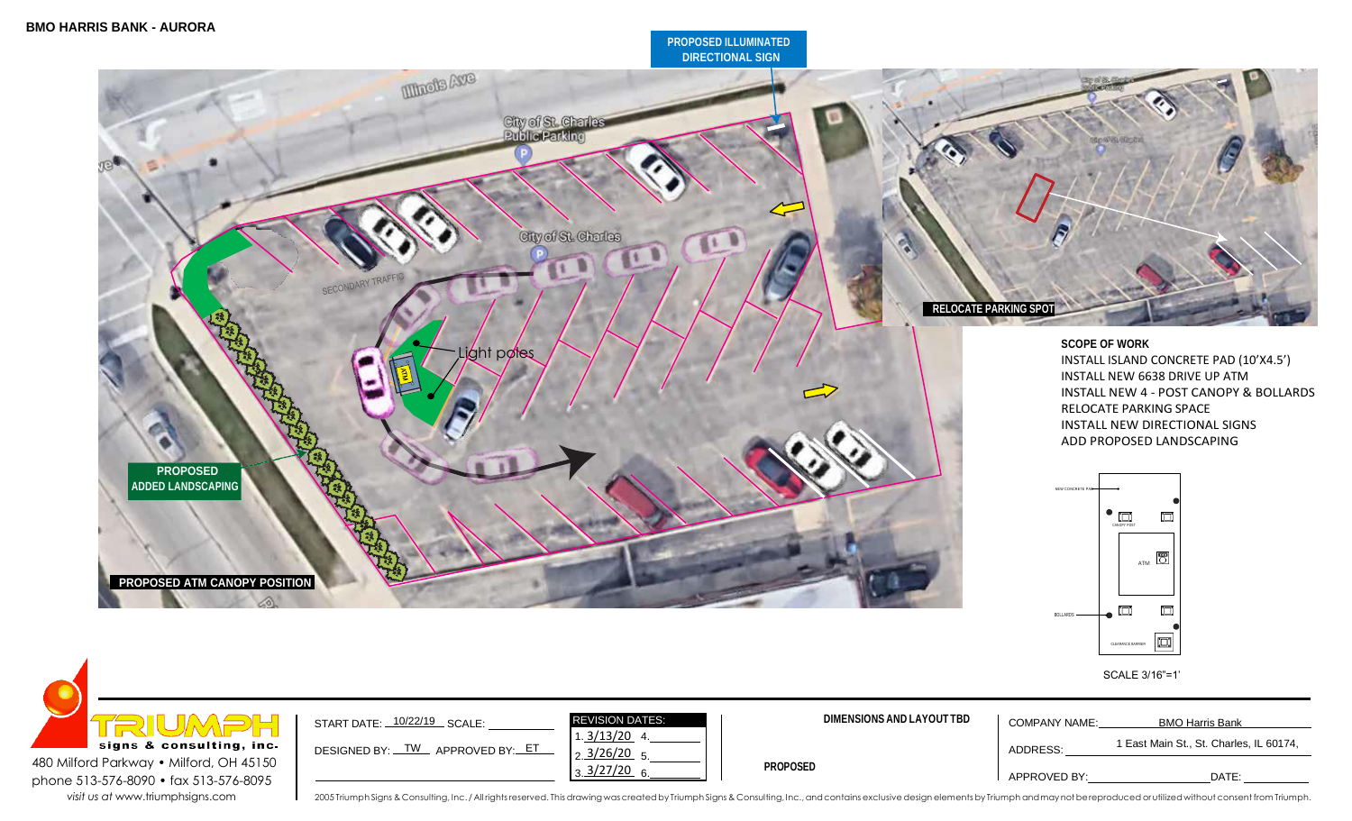**BMO HARRIS BANK - AURORA**

PROPOSED ILLUMINATED DIRECTIONAL SIGN

Illinois Ave

City of St. Charles Public Parking

City of St. Charles

SECONDARY TRAFFIC

Light poles

ATM

PROPOSED ADDED LANDSCAPING

PROPOSED ATM CANOPY POSITION

RELOCATE PARKING SPOT

### SCOPE OF WORK

INSTALL ISLAND CONCRETE PAD (10'X4.5')
INSTALL NEW 6638 DRIVE UP ATM
INSTALL NEW 4 - POST CANOPY & BOLLARDS
RELOCATE PARKING SPACE
INSTALL NEW DIRECTIONAL SIGNS
ADD PROPOSED LANDSCAPING

NEW CONCRETE PAD
CANOPY POST
ATM
BOLLARDS
CLEARANCE BARRIER

SCALE 3/16"=1'

**TRIUMPH signs & consulting, inc.**
480 Milford Parkway • Milford, OH 45150
phone 513-576-8090 • fax 513-576-8095
*visit us at* www.triumphsigns.com

START DATE: 10/22/19 SCALE: ______
DESIGNED BY: TW APPROVED BY: ET

| REVISION DATES: | |
|---|---|
| 1. 3/13/20 | 4. |
| 2. 3/26/20 | 5. |
| 3. 3/27/20 | 6. |

**DIMENSIONS AND LAYOUT TBD**

**PROPOSED**

COMPANY NAME: BMO Harris Bank
ADDRESS: 1 East Main St., St. Charles, IL 60174,
APPROVED BY: ______ DATE: ______

2005 Triumph Signs & Consulting, Inc. / All rights reserved. This drawing was created by Triumph Signs & Consulting, Inc., and contains exclusive design elements by Triumph and may not be reproduced or utilized without consent from Triumph.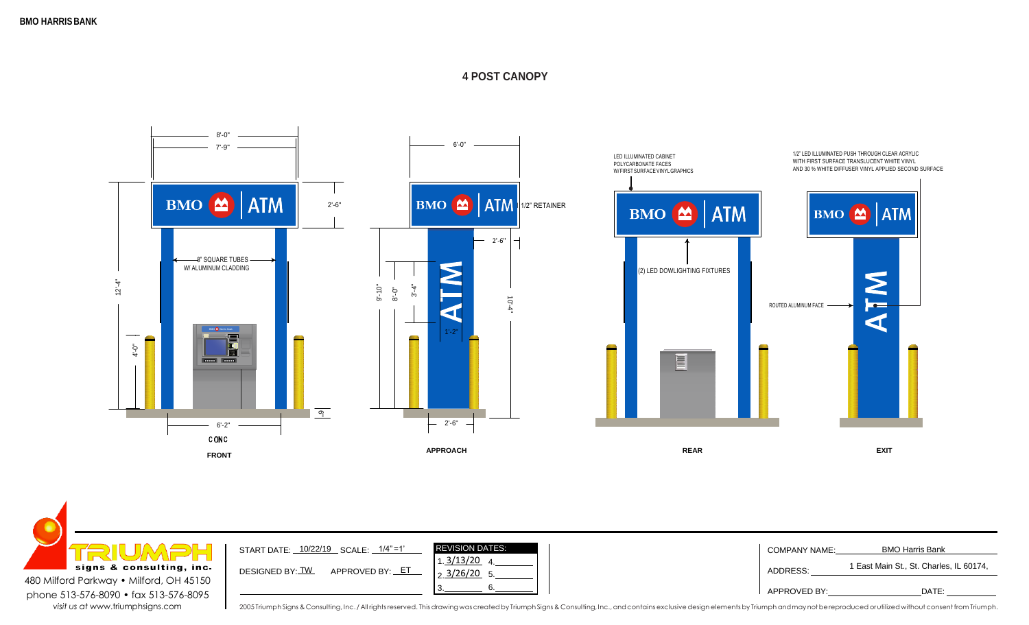BMO HARRIS BANK

# 4 POST CANOPY

8'-0"

7'-9"

BMO | ATM

2'-6"

8" SQUARE TUBES W/ ALUMINUM CLADDING

12'-4"

4'-0"

6"

6'-2"

CONC

**FRONT**

6'-0"

BMO | ATM

1/2" RETAINER

2'-6"

9'-10"

8'-0"

3'-4"

ATM

1'-2"

10'-4"

2'-6"

**APPROACH**

LED ILLUMINATED CABINET POLYCARBONATE FACES W/ FIRST SURFACE VINYL GRAPHICS

BMO | ATM

(2) LED DOWLIGHTING FIXTURES

**REAR**

1/2" LED ILLUMINATED PUSH THROUGH CLEAR ACRYLIC WITH FIRST SURFACE TRANSLUCENT WHITE VINYL AND 30 % WHITE DIFFUSER VINYL APPLIED SECOND SURFACE

BMO | ATM

ROUTED ALUMINUM FACE

ATM

**EXIT**

TRIUMPH signs & consulting, inc.
480 Milford Parkway • Milford, OH 45150
phone 513-576-8090 • fax 513-576-8095
*visit us at* www.triumphsigns.com

START DATE: 10/22/19 SCALE: 1/4" = 1'

DESIGNED BY: TW APPROVED BY: ET

| REVISION DATES: | |
|---|---|
| 1. 3/13/20 | 4. |
| 2. 3/26/20 | 5. |
| 3. | 6. |

COMPANY NAME: BMO Harris Bank

ADDRESS: 1 East Main St., St. Charles, IL 60174,

APPROVED BY: DATE:

2005 Triumph Signs & Consulting, Inc. / All rights reserved. This drawing was created by Triumph Signs & Consulting, Inc., and contains exclusive design elements by Triumph and may not be reproduced or utilized without consent from Triumph.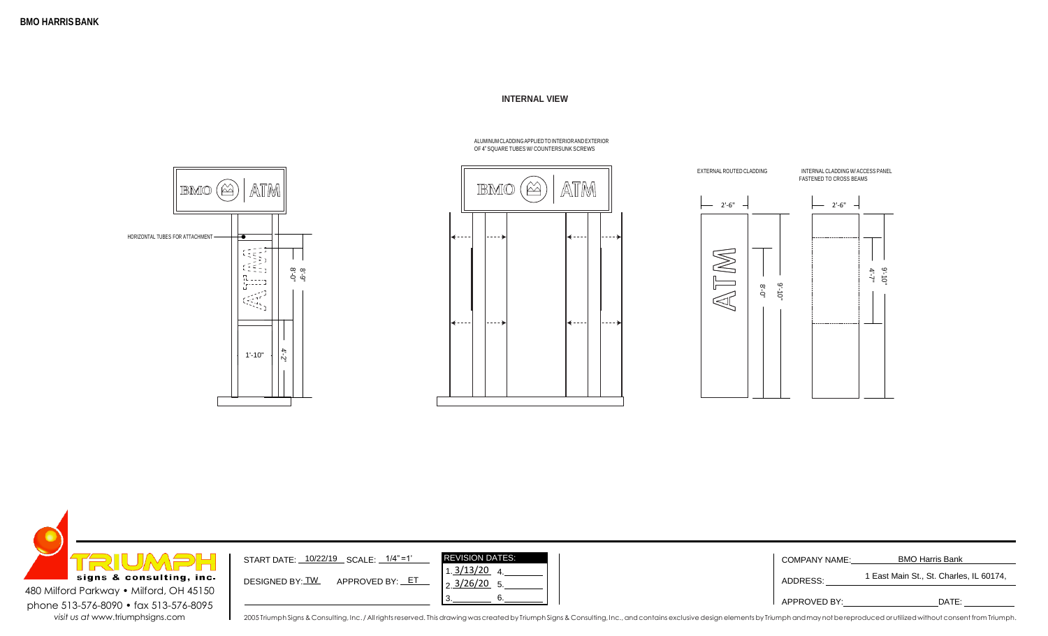**BMO HARRIS BANK**

**INTERNAL VIEW**

ALUMINUM CLADDING APPLIED TO INTERIOR AND EXTERIOR OF 4" SQUARE TUBES W/ COUNTERSUNK SCREWS

BMO ATM

HORIZONTAL TUBES FOR ATTACHMENT

8'-9"

8'-0"

1'-10"

4'-2"

EXTERNAL ROUTED CLADDING

INTERNAL CLADDING W/ ACCESS PANEL FASTENED TO CROSS BEAMS

2'-6"

ATM

8'-0"

9'-10"

2'-6"

4'-7"

9'-10"

signs & consulting, inc.

480 Milford Parkway • Milford, OH 45150

phone 513-576-8090 • fax 513-576-8095

*visit us at* www.triumphsigns.com

START DATE: 10/22/19 SCALE: 1/4"=1'

DESIGNED BY: TW APPROVED BY: ET

| REVISION DATES: | |
|---|---|
| 1. 3/13/20 | 4. |
| 2. 3/26/20 | 5. |
| 3. | 6. |

COMPANY NAME: BMO Harris Bank

ADDRESS: 1 East Main St., St. Charles, IL 60174,

APPROVED BY: DATE:

2005 Triumph Signs & Consulting, Inc. / All rights reserved. This drawing was created by Triumph Signs & Consulting, Inc., and contains exclusive design elements by Triumph and may not be reproduced or utilized without consent from Triumph.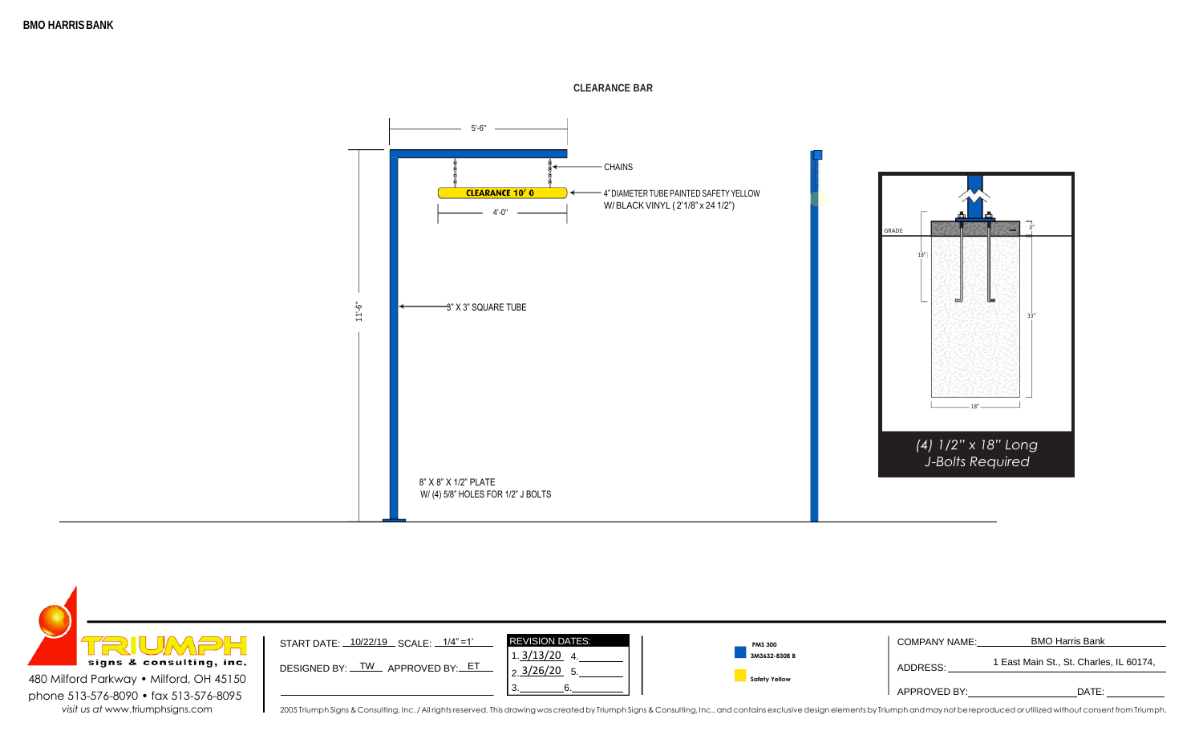**BMO HARRIS BANK**

**CLEARANCE BAR**

5'-6"

CHAINS

CLEARANCE 10' 0

4" DIAMETER TUBE PAINTED SAFETY YELLOW
W/ BLACK VINYL (2'1/8" x 24 1/2")

4'-0"

11'-6"

3" X 3" SQUARE TUBE

8" X 8" X 1/2" PLATE
W/ (4) 5/8" HOLES FOR 1/2" J BOLTS

GRADE

3"

18"

33"

18"

*(4) 1/2" x 18" Long J-Bolts Required*

480 Milford Parkway • Milford, OH 45150
phone 513-576-8090 • fax 513-576-8095
*visit us at* www.triumphsigns.com

START DATE: 10/22/19 SCALE: 1/4" =1'

DESIGNED BY: TW APPROVED BY: ET

| REVISION DATES: | |
|---|---|
| 1. 3/13/20 | 4. |
| 2. 3/26/20 | 5. |
| 3. | 6. |

PMS 300
3M3632-8308 B

Safety Yellow

COMPANY NAME: BMO Harris Bank

ADDRESS: 1 East Main St., St. Charles, IL 60174,

APPROVED BY: DATE:

2005 Triumph Signs & Consulting, Inc. / All rights reserved. This drawing was created by Triumph Signs & Consulting, Inc., and contains exclusive design elements by Triumph and may not be reproduced or utilized without consent from Triumph.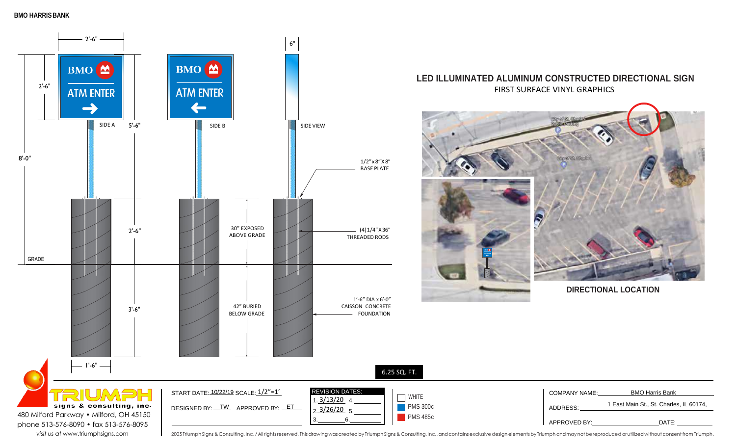**BMO HARRIS BANK**

## LED ILLUMINATED ALUMINUM CONSTRUCTED DIRECTIONAL SIGN

FIRST SURFACE VINYL GRAPHICS

BMO ATM ENTER →

BMO ATM ENTER ←

2'-6"

2'-6"

6"

SIDE A

5'-6"

SIDE B

SIDE VIEW

8'-0"

1/2" x 8" X 8" BASE PLATE

2'-6"

30" EXPOSED ABOVE GRADE

(4) 1/4" X 36" THREADED RODS

GRADE

3'-6"

42" BURIED BELOW GRADE

1'-6" DIA x 6'-0" CAISSON CONCRETE FOUNDATION

1'-6"

6.25 SQ. FT.

**DIRECTIONAL LOCATION**

TRIUMPH signs & consulting, inc.

480 Milford Parkway • Milford, OH 45150

phone 513-576-8090 • fax 513-576-8095

*visit us at* www.triumphsigns.com

START DATE: 10/22/19 SCALE: 1/2"=1'

DESIGNED BY: TW APPROVED BY: ET

REVISION DATES:

1. 3/13/20 4.

2. 3/26/20 5.

3. 6.

WHITE

PMS 300c

PMS 485c

COMPANY NAME: BMO Harris Bank

ADDRESS: 1 East Main St., St. Charles, IL 60174,

APPROVED BY: DATE:

2005 Triumph Signs & Consulting, Inc. / All rights reserved. This drawing was created by Triumph Signs & Consulting, Inc., and contains exclusive design elements by Triumph and may not be reproduced or utilized without consent from Triumph.